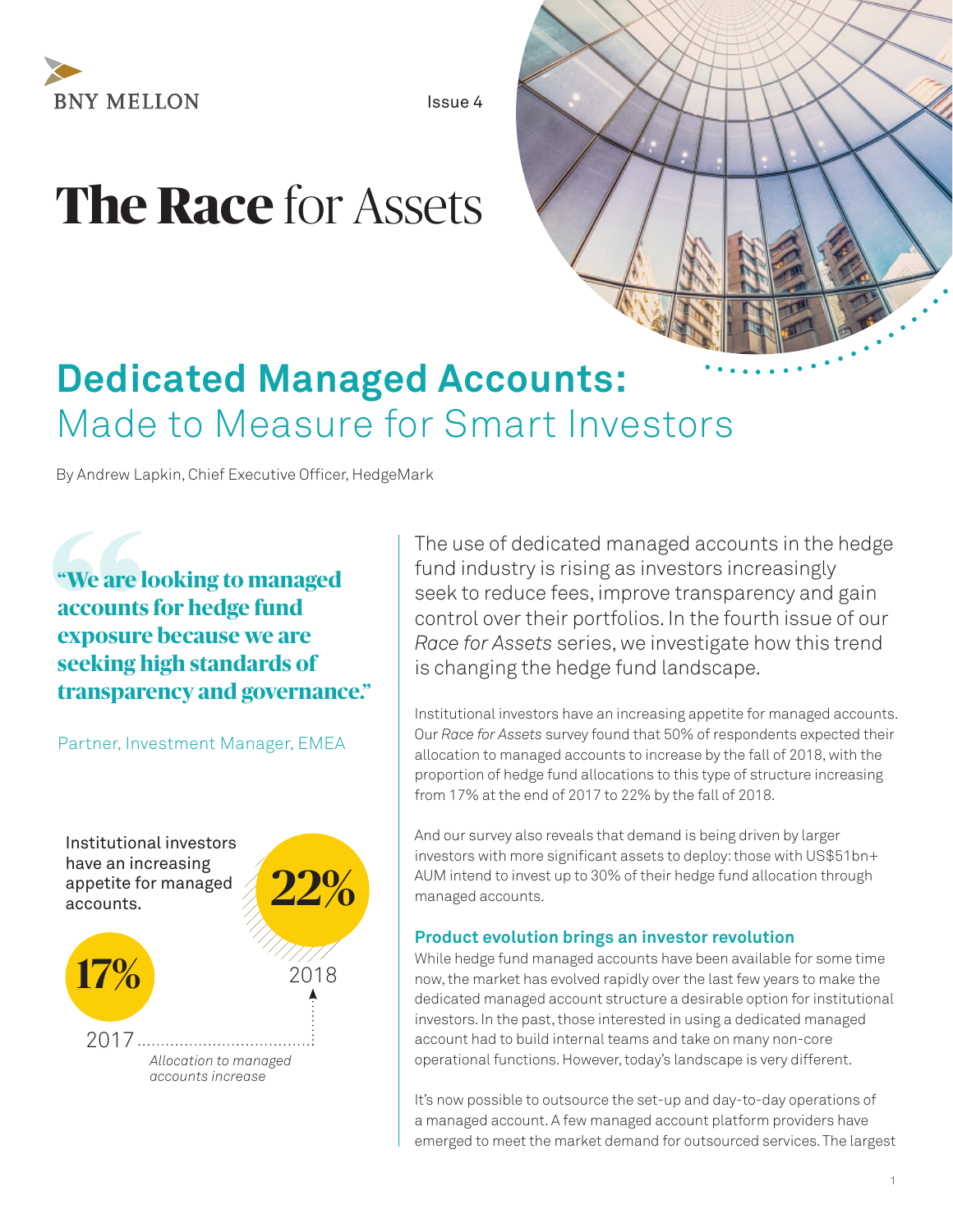BNY MELLON

Issue 4

# The Race for Assets

## Dedicated Managed Accounts: Made to Measure for Smart Investors

By Andrew Lapkin, Chief Executive Officer, HedgeMark

> **"We are looking to managed accounts for hedge fund exposure because we are seeking high standards of transparency and governance."**
>
> Partner, Investment Manager, EMEA

Institutional investors have an increasing appetite for managed accounts.

**17%** 2017 → **22%** 2018

*Allocation to managed accounts increase*

The use of dedicated managed accounts in the hedge fund industry is rising as investors increasingly seek to reduce fees, improve transparency and gain control over their portfolios. In the fourth issue of our *Race for Assets* series, we investigate how this trend is changing the hedge fund landscape.

Institutional investors have an increasing appetite for managed accounts. Our *Race for Assets* survey found that 50% of respondents expected their allocation to managed accounts to increase by the fall of 2018, with the proportion of hedge fund allocations to this type of structure increasing from 17% at the end of 2017 to 22% by the fall of 2018.

And our survey also reveals that demand is being driven by larger investors with more significant assets to deploy: those with US$51bn+ AUM intend to invest up to 30% of their hedge fund allocation through managed accounts.

### Product evolution brings an investor revolution

While hedge fund managed accounts have been available for some time now, the market has evolved rapidly over the last few years to make the dedicated managed account structure a desirable option for institutional investors. In the past, those interested in using a dedicated managed account had to build internal teams and take on many non-core operational functions. However, today's landscape is very different.

It's now possible to outsource the set-up and day-to-day operations of a managed account. A few managed account platform providers have emerged to meet the market demand for outsourced services. The largest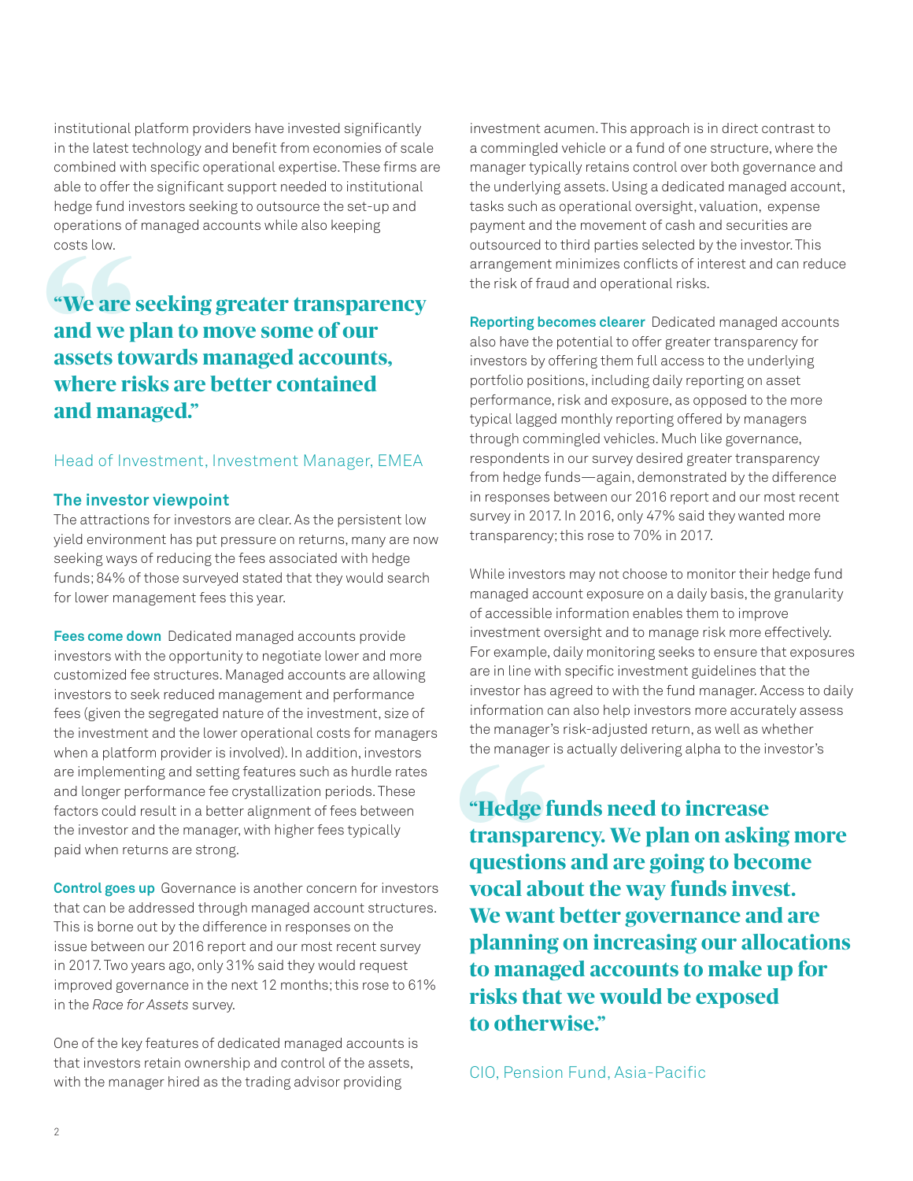institutional platform providers have invested significantly in the latest technology and benefit from economies of scale combined with specific operational expertise. These firms are able to offer the significant support needed to institutional hedge fund investors seeking to outsource the set-up and operations of managed accounts while also keeping costs low.

> **"We are seeking greater transparency and we plan to move some of our assets towards managed accounts, where risks are better contained and managed."**
>
> Head of Investment, Investment Manager, EMEA

### The investor viewpoint

The attractions for investors are clear. As the persistent low yield environment has put pressure on returns, many are now seeking ways of reducing the fees associated with hedge funds; 84% of those surveyed stated that they would search for lower management fees this year.

**Fees come down** Dedicated managed accounts provide investors with the opportunity to negotiate lower and more customized fee structures. Managed accounts are allowing investors to seek reduced management and performance fees (given the segregated nature of the investment, size of the investment and the lower operational costs for managers when a platform provider is involved). In addition, investors are implementing and setting features such as hurdle rates and longer performance fee crystallization periods. These factors could result in a better alignment of fees between the investor and the manager, with higher fees typically paid when returns are strong.

**Control goes up** Governance is another concern for investors that can be addressed through managed account structures. This is borne out by the difference in responses on the issue between our 2016 report and our most recent survey in 2017. Two years ago, only 31% said they would request improved governance in the next 12 months; this rose to 61% in the *Race for Assets* survey.

One of the key features of dedicated managed accounts is that investors retain ownership and control of the assets, with the manager hired as the trading advisor providing investment acumen. This approach is in direct contrast to a commingled vehicle or a fund of one structure, where the manager typically retains control over both governance and the underlying assets. Using a dedicated managed account, tasks such as operational oversight, valuation, expense payment and the movement of cash and securities are outsourced to third parties selected by the investor. This arrangement minimizes conflicts of interest and can reduce the risk of fraud and operational risks.

**Reporting becomes clearer** Dedicated managed accounts also have the potential to offer greater transparency for investors by offering them full access to the underlying portfolio positions, including daily reporting on asset performance, risk and exposure, as opposed to the more typical lagged monthly reporting offered by managers through commingled vehicles. Much like governance, respondents in our survey desired greater transparency from hedge funds—again, demonstrated by the difference in responses between our 2016 report and our most recent survey in 2017. In 2016, only 47% said they wanted more transparency; this rose to 70% in 2017.

While investors may not choose to monitor their hedge fund managed account exposure on a daily basis, the granularity of accessible information enables them to improve investment oversight and to manage risk more effectively. For example, daily monitoring seeks to ensure that exposures are in line with specific investment guidelines that the investor has agreed to with the fund manager. Access to daily information can also help investors more accurately assess the manager's risk-adjusted return, as well as whether the manager is actually delivering alpha to the investor's

> **"Hedge funds need to increase transparency. We plan on asking more questions and are going to become vocal about the way funds invest. We want better governance and are planning on increasing our allocations to managed accounts to make up for risks that we would be exposed to otherwise."**
>
> CIO, Pension Fund, Asia-Pacific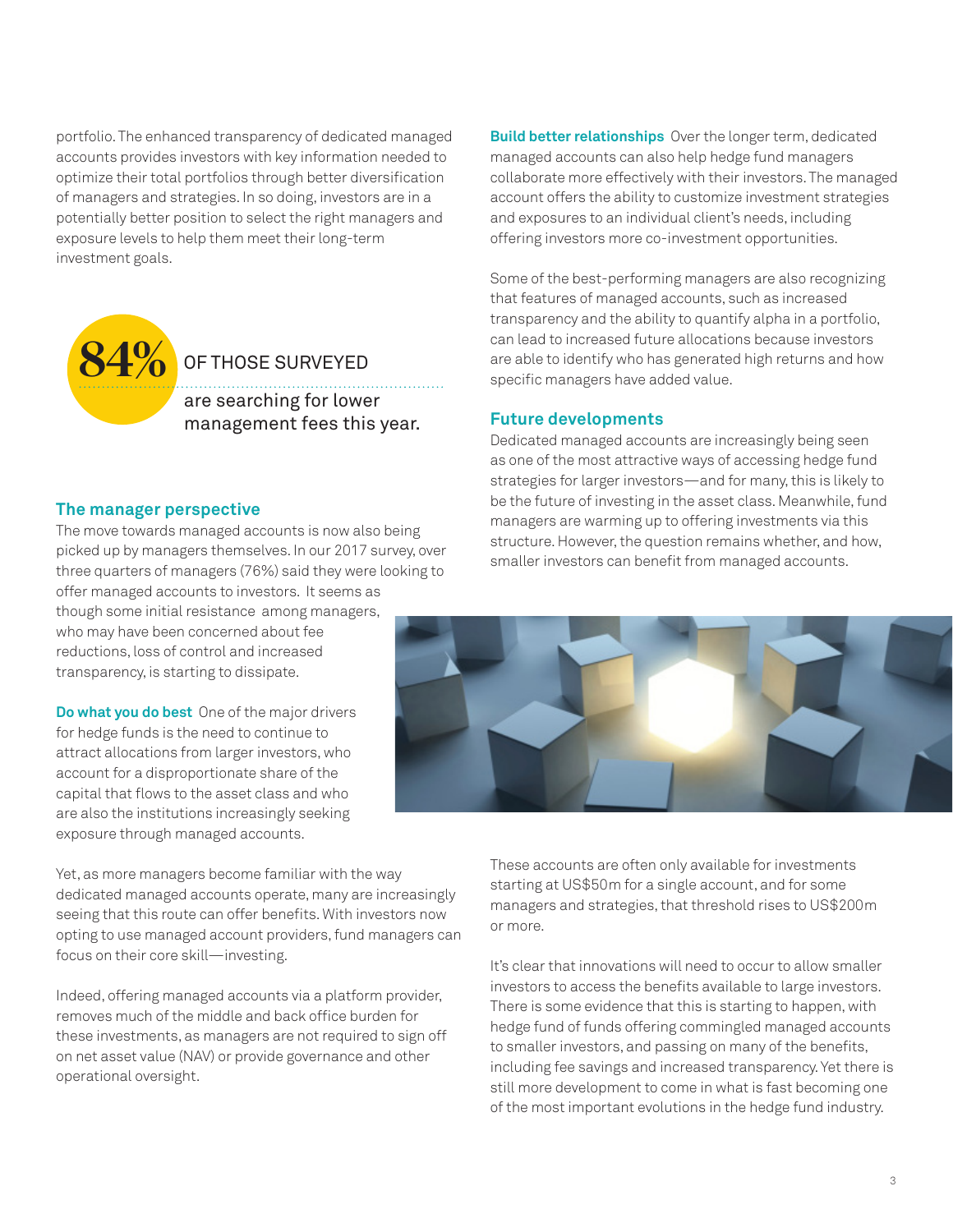portfolio. The enhanced transparency of dedicated managed accounts provides investors with key information needed to optimize their total portfolios through better diversification of managers and strategies. In so doing, investors are in a potentially better position to select the right managers and exposure levels to help them meet their long-term investment goals.

**84%** OF THOSE SURVEYED are searching for lower management fees this year.

## The manager perspective

The move towards managed accounts is now also being picked up by managers themselves. In our 2017 survey, over three quarters of managers (76%) said they were looking to offer managed accounts to investors. It seems as though some initial resistance among managers, who may have been concerned about fee reductions, loss of control and increased transparency, is starting to dissipate.

**Do what you do best** One of the major drivers for hedge funds is the need to continue to attract allocations from larger investors, who account for a disproportionate share of the capital that flows to the asset class and who are also the institutions increasingly seeking exposure through managed accounts.

Yet, as more managers become familiar with the way dedicated managed accounts operate, many are increasingly seeing that this route can offer benefits. With investors now opting to use managed account providers, fund managers can focus on their core skill—investing.

Indeed, offering managed accounts via a platform provider, removes much of the middle and back office burden for these investments, as managers are not required to sign off on net asset value (NAV) or provide governance and other operational oversight.

**Build better relationships** Over the longer term, dedicated managed accounts can also help hedge fund managers collaborate more effectively with their investors. The managed account offers the ability to customize investment strategies and exposures to an individual client's needs, including offering investors more co-investment opportunities.

Some of the best-performing managers are also recognizing that features of managed accounts, such as increased transparency and the ability to quantify alpha in a portfolio, can lead to increased future allocations because investors are able to identify who has generated high returns and how specific managers have added value.

## Future developments

Dedicated managed accounts are increasingly being seen as one of the most attractive ways of accessing hedge fund strategies for larger investors—and for many, this is likely to be the future of investing in the asset class. Meanwhile, fund managers are warming up to offering investments via this structure. However, the question remains whether, and how, smaller investors can benefit from managed accounts.

These accounts are often only available for investments starting at US$50m for a single account, and for some managers and strategies, that threshold rises to US$200m or more.

It's clear that innovations will need to occur to allow smaller investors to access the benefits available to large investors. There is some evidence that this is starting to happen, with hedge fund of funds offering commingled managed accounts to smaller investors, and passing on many of the benefits, including fee savings and increased transparency. Yet there is still more development to come in what is fast becoming one of the most important evolutions in the hedge fund industry.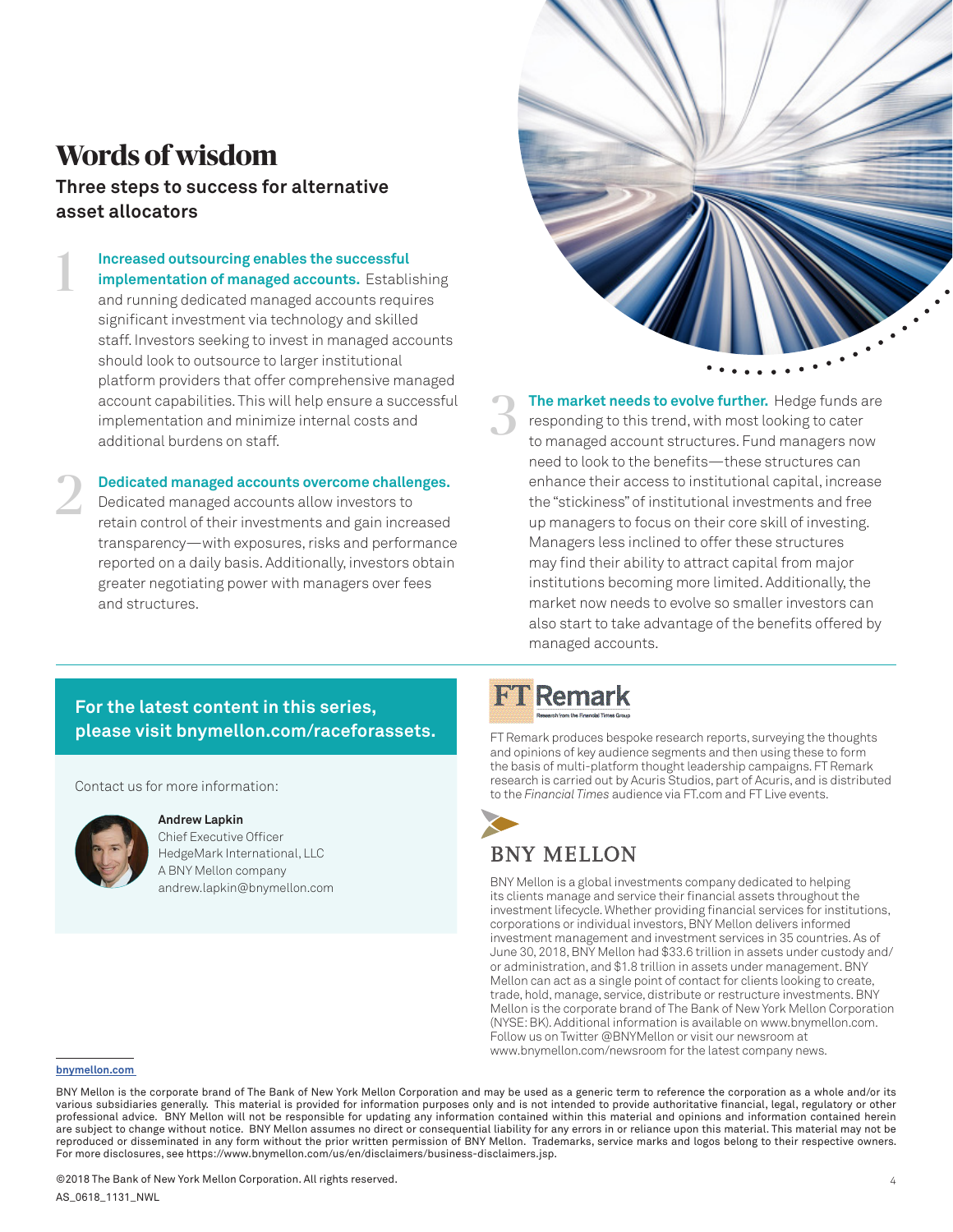# Words of wisdom

## Three steps to success for alternative asset allocators

1. **Increased outsourcing enables the successful implementation of managed accounts.** Establishing and running dedicated managed accounts requires significant investment via technology and skilled staff. Investors seeking to invest in managed accounts should look to outsource to larger institutional platform providers that offer comprehensive managed account capabilities. This will help ensure a successful implementation and minimize internal costs and additional burdens on staff.

2. **Dedicated managed accounts overcome challenges.** Dedicated managed accounts allow investors to retain control of their investments and gain increased transparency—with exposures, risks and performance reported on a daily basis. Additionally, investors obtain greater negotiating power with managers over fees and structures.

3. **The market needs to evolve further.** Hedge funds are responding to this trend, with most looking to cater to managed account structures. Fund managers now need to look to the benefits—these structures can enhance their access to institutional capital, increase the "stickiness" of institutional investments and free up managers to focus on their core skill of investing. Managers less inclined to offer these structures may find their ability to attract capital from major institutions becoming more limited. Additionally, the market now needs to evolve so smaller investors can also start to take advantage of the benefits offered by managed accounts.

**For the latest content in this series, please visit bnymellon.com/raceforassets.**

Contact us for more information:

**Andrew Lapkin**
Chief Executive Officer
HedgeMark International, LLC
A BNY Mellon company
andrew.lapkin@bnymellon.com

**FT Remark**
Research from the Financial Times Group

FT Remark produces bespoke research reports, surveying the thoughts and opinions of key audience segments and then using these to form the basis of multi-platform thought leadership campaigns. FT Remark research is carried out by Acuris Studios, part of Acuris, and is distributed to the *Financial Times* audience via FT.com and FT Live events.

**BNY MELLON**

BNY Mellon is a global investments company dedicated to helping its clients manage and service their financial assets throughout the investment lifecycle. Whether providing financial services for institutions, corporations or individual investors, BNY Mellon delivers informed investment management and investment services in 35 countries. As of June 30, 2018, BNY Mellon had $33.6 trillion in assets under custody and/or administration, and $1.8 trillion in assets under management. BNY Mellon can act as a single point of contact for clients looking to create, trade, hold, manage, service, distribute or restructure investments. BNY Mellon is the corporate brand of The Bank of New York Mellon Corporation (NYSE: BK). Additional information is available on www.bnymellon.com. Follow us on Twitter @BNYMellon or visit our newsroom at www.bnymellon.com/newsroom for the latest company news.

bnymellon.com

BNY Mellon is the corporate brand of The Bank of New York Mellon Corporation and may be used as a generic term to reference the corporation as a whole and/or its various subsidiaries generally. This material is provided for information purposes only and is not intended to provide authoritative financial, legal, regulatory or other professional advice. BNY Mellon will not be responsible for updating any information contained within this material and opinions and information contained herein are subject to change without notice. BNY Mellon assumes no direct or consequential liability for any errors in or reliance upon this material. This material may not be reproduced or disseminated in any form without the prior written permission of BNY Mellon. Trademarks, service marks and logos belong to their respective owners. For more disclosures, see https://www.bnymellon.com/us/en/disclaimers/business-disclaimers.jsp.

©2018 The Bank of New York Mellon Corporation. All rights reserved.

AS_0618_1131_NWL